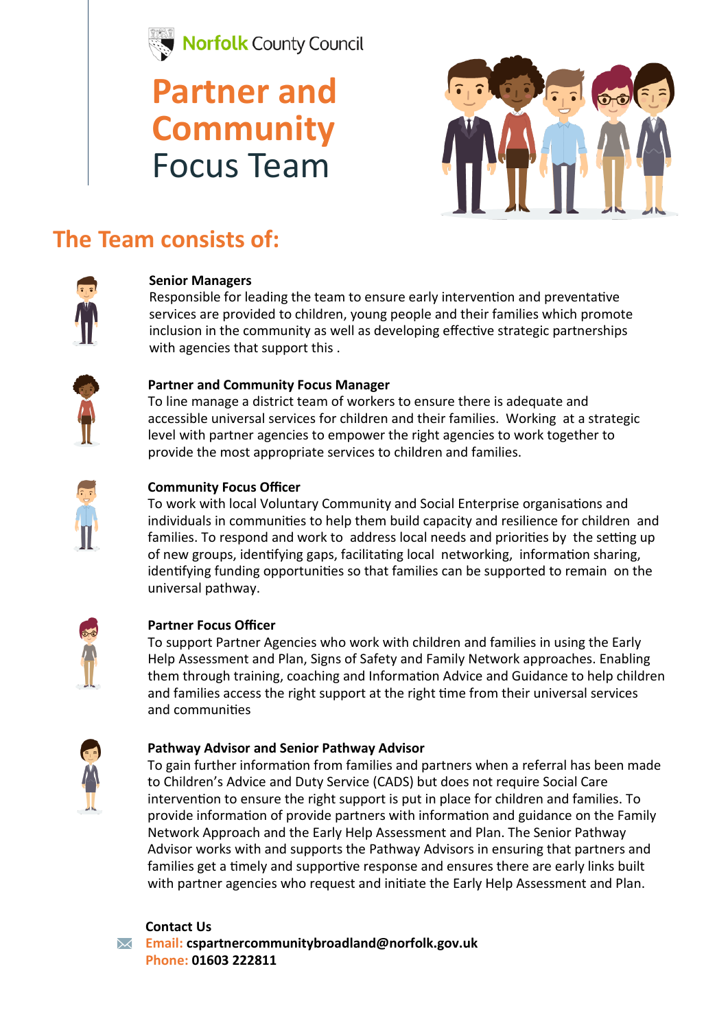Norfolk County Council

# Partner and Community Focus Team

## The Team consists of:

**Senior Managers**
Responsible for leading the team to ensure early intervention and preventative services are provided to children, young people and their families which promote inclusion in the community as well as developing effective strategic partnerships with agencies that support this .

**Partner and Community Focus Manager**
To line manage a district team of workers to ensure there is adequate and accessible universal services for children and their families. Working at a strategic level with partner agencies to empower the right agencies to work together to provide the most appropriate services to children and families.

**Community Focus Officer**
To work with local Voluntary Community and Social Enterprise organisations and individuals in communities to help them build capacity and resilience for children and families. To respond and work to address local needs and priorities by the setting up of new groups, identifying gaps, facilitating local networking, information sharing, identifying funding opportunities so that families can be supported to remain on the universal pathway.

**Partner Focus Officer**
To support Partner Agencies who work with children and families in using the Early Help Assessment and Plan, Signs of Safety and Family Network approaches. Enabling them through training, coaching and Information Advice and Guidance to help children and families access the right support at the right time from their universal services and communities

**Pathway Advisor and Senior Pathway Advisor**
To gain further information from families and partners when a referral has been made to Children's Advice and Duty Service (CADS) but does not require Social Care intervention to ensure the right support is put in place for children and families. To provide information of provide partners with information and guidance on the Family Network Approach and the Early Help Assessment and Plan. The Senior Pathway Advisor works with and supports the Pathway Advisors in ensuring that partners and families get a timely and supportive response and ensures there are early links built with partner agencies who request and initiate the Early Help Assessment and Plan.

**Contact Us**
**Email:** **cspartnercommunitybroadland@norfolk.gov.uk**
**Phone:** **01603 222811**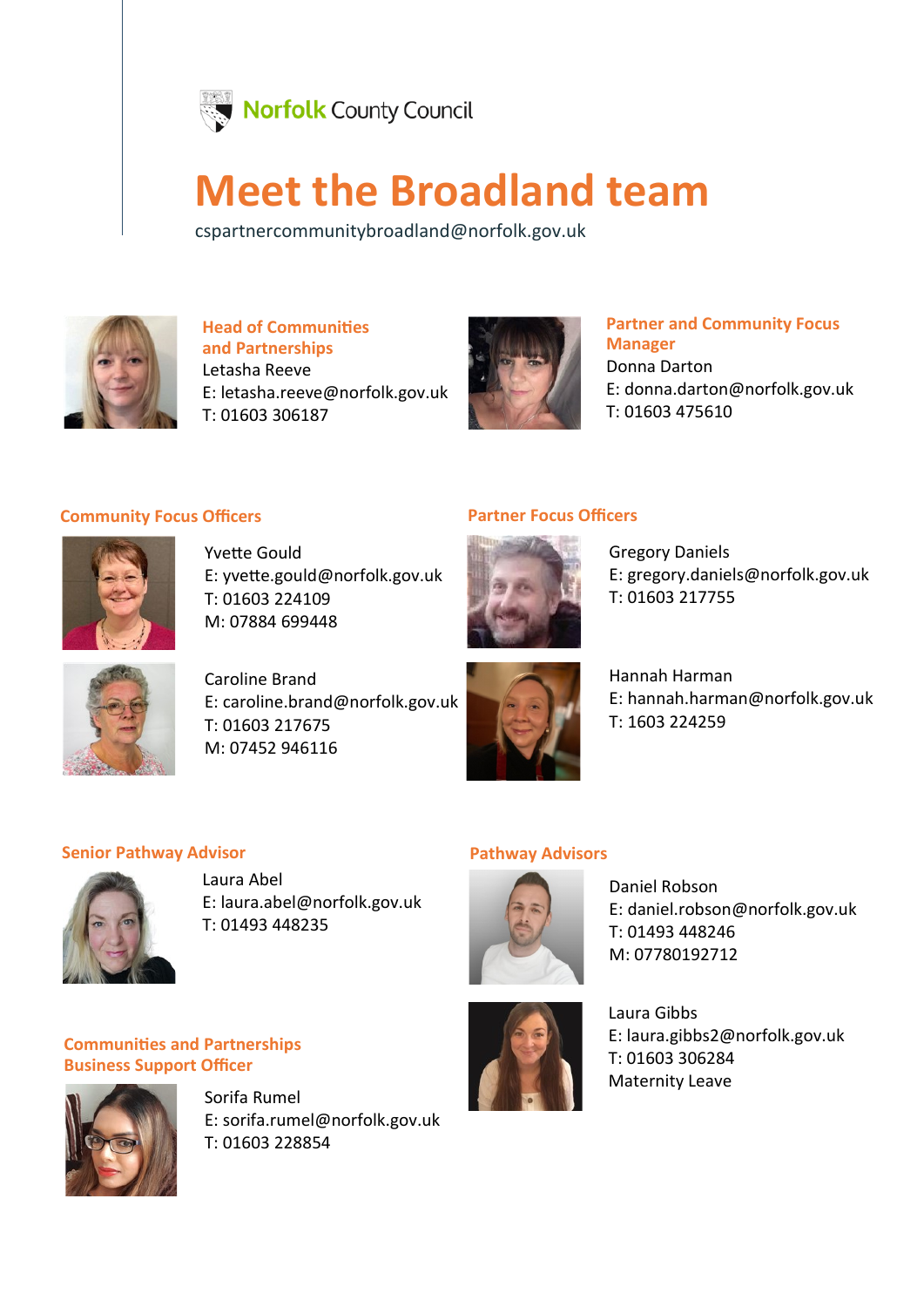Norfolk County Council

# Meet the Broadland team

cspartnercommunitybroadland@norfolk.gov.uk

### Head of Communities and Partnerships

Letasha Reeve
E: letasha.reeve@norfolk.gov.uk
T: 01603 306187

### Partner and Community Focus Manager

Donna Darton
E: donna.darton@norfolk.gov.uk
T: 01603 475610

### Community Focus Officers

Yvette Gould
E: yvette.gould@norfolk.gov.uk
T: 01603 224109
M: 07884 699448

Caroline Brand
E: caroline.brand@norfolk.gov.uk
T: 01603 217675
M: 07452 946116

### Partner Focus Officers

Gregory Daniels
E: gregory.daniels@norfolk.gov.uk
T: 01603 217755

Hannah Harman
E: hannah.harman@norfolk.gov.uk
T: 1603 224259

### Senior Pathway Advisor

Laura Abel
E: laura.abel@norfolk.gov.uk
T: 01493 448235

### Communities and Partnerships Business Support Officer

Sorifa Rumel
E: sorifa.rumel@norfolk.gov.uk
T: 01603 228854

### Pathway Advisors

Daniel Robson
E: daniel.robson@norfolk.gov.uk
T: 01493 448246
M: 07780192712

Laura Gibbs
E: laura.gibbs2@norfolk.gov.uk
T: 01603 306284
Maternity Leave